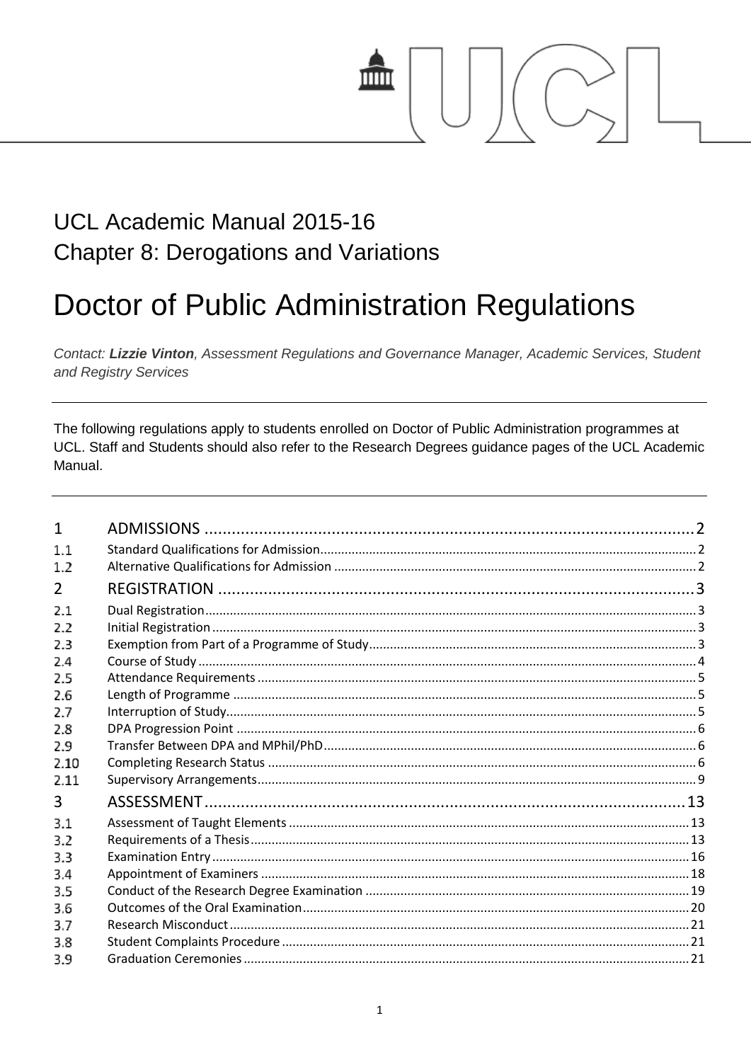UCL Academic Manual 2015-16

Chapter 8: Derogations and Variations

# Doctor of Public Administration Regulations

*Contact: **Lizzie Vinton**, Assessment Regulations and Governance Manager, Academic Services, Student and Registry Services*

---

The following regulations apply to students enrolled on Doctor of Public Administration programmes at UCL. Staff and Students should also refer to the Research Degrees guidance pages of the UCL Academic Manual.

---

| | | |
|---|---|---|
| **1** | **ADMISSIONS** | **2** |
| 1.1 | Standard Qualifications for Admission | 2 |
| 1.2 | Alternative Qualifications for Admission | 2 |
| **2** | **REGISTRATION** | **3** |
| 2.1 | Dual Registration | 3 |
| 2.2 | Initial Registration | 3 |
| 2.3 | Exemption from Part of a Programme of Study | 3 |
| 2.4 | Course of Study | 4 |
| 2.5 | Attendance Requirements | 5 |
| 2.6 | Length of Programme | 5 |
| 2.7 | Interruption of Study | 5 |
| 2.8 | DPA Progression Point | 6 |
| 2.9 | Transfer Between DPA and MPhil/PhD | 6 |
| 2.10 | Completing Research Status | 6 |
| 2.11 | Supervisory Arrangements | 9 |
| **3** | **ASSESSMENT** | **13** |
| 3.1 | Assessment of Taught Elements | 13 |
| 3.2 | Requirements of a Thesis | 13 |
| 3.3 | Examination Entry | 16 |
| 3.4 | Appointment of Examiners | 18 |
| 3.5 | Conduct of the Research Degree Examination | 19 |
| 3.6 | Outcomes of the Oral Examination | 20 |
| 3.7 | Research Misconduct | 21 |
| 3.8 | Student Complaints Procedure | 21 |
| 3.9 | Graduation Ceremonies | 21 |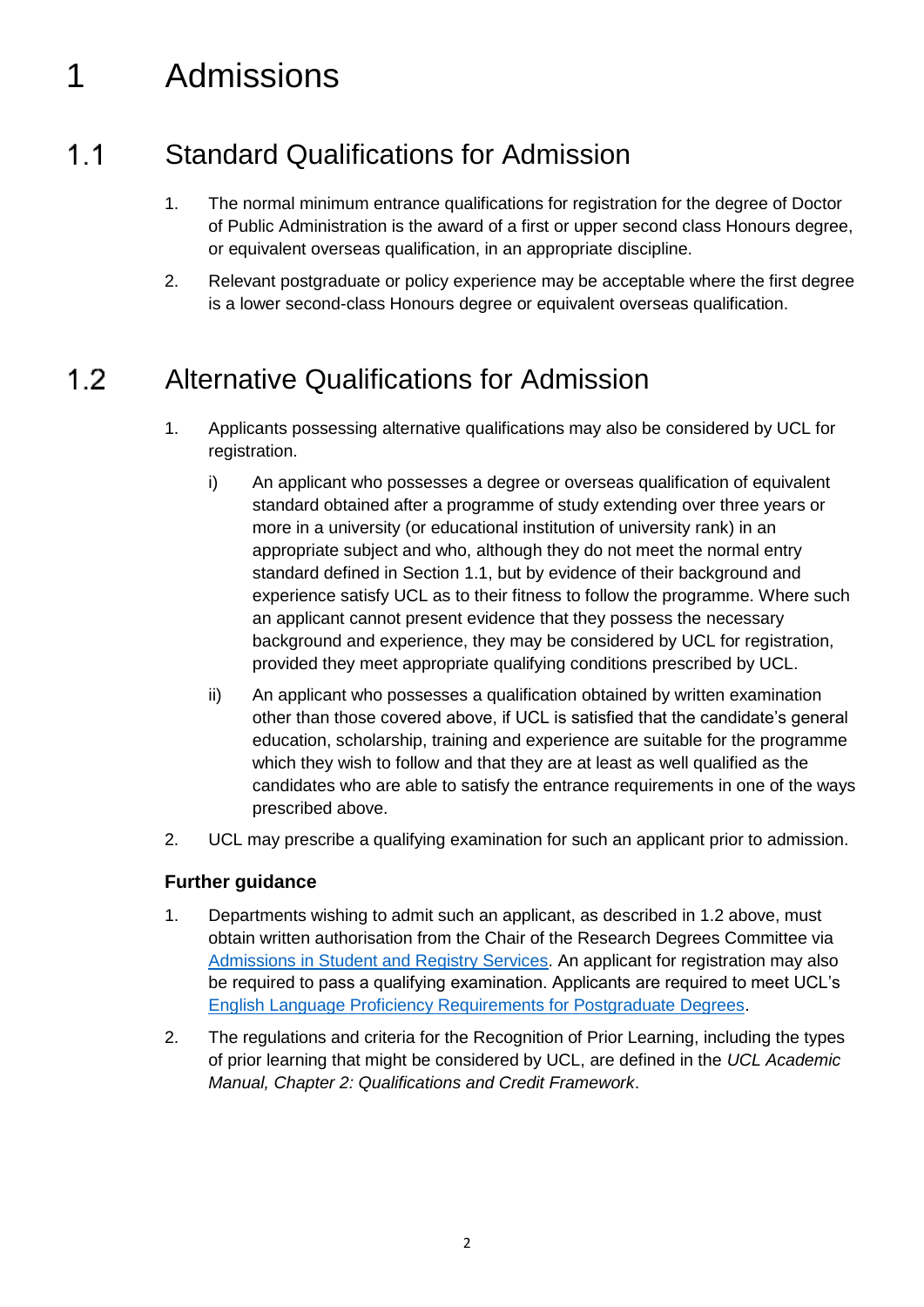# 1 Admissions

## 1.1 Standard Qualifications for Admission

1. The normal minimum entrance qualifications for registration for the degree of Doctor of Public Administration is the award of a first or upper second class Honours degree, or equivalent overseas qualification, in an appropriate discipline.
2. Relevant postgraduate or policy experience may be acceptable where the first degree is a lower second-class Honours degree or equivalent overseas qualification.

## 1.2 Alternative Qualifications for Admission

1. Applicants possessing alternative qualifications may also be considered by UCL for registration.
   i) An applicant who possesses a degree or overseas qualification of equivalent standard obtained after a programme of study extending over three years or more in a university (or educational institution of university rank) in an appropriate subject and who, although they do not meet the normal entry standard defined in Section 1.1, but by evidence of their background and experience satisfy UCL as to their fitness to follow the programme. Where such an applicant cannot present evidence that they possess the necessary background and experience, they may be considered by UCL for registration, provided they meet appropriate qualifying conditions prescribed by UCL.
   ii) An applicant who possesses a qualification obtained by written examination other than those covered above, if UCL is satisfied that the candidate's general education, scholarship, training and experience are suitable for the programme which they wish to follow and that they are at least as well qualified as the candidates who are able to satisfy the entrance requirements in one of the ways prescribed above.
2. UCL may prescribe a qualifying examination for such an applicant prior to admission.

### Further guidance

1. Departments wishing to admit such an applicant, as described in 1.2 above, must obtain written authorisation from the Chair of the Research Degrees Committee via Admissions in Student and Registry Services. An applicant for registration may also be required to pass a qualifying examination. Applicants are required to meet UCL's English Language Proficiency Requirements for Postgraduate Degrees.
2. The regulations and criteria for the Recognition of Prior Learning, including the types of prior learning that might be considered by UCL, are defined in the *UCL Academic Manual, Chapter 2: Qualifications and Credit Framework*.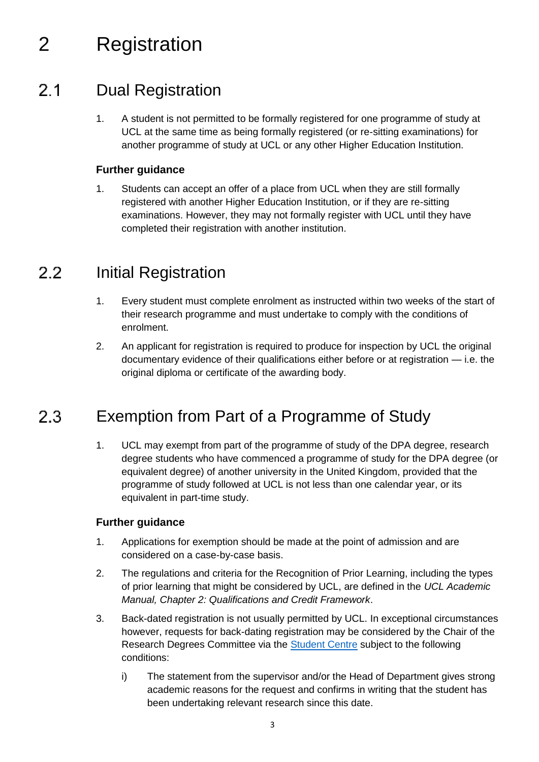# 2 Registration

## 2.1 Dual Registration

1. A student is not permitted to be formally registered for one programme of study at UCL at the same time as being formally registered (or re-sitting examinations) for another programme of study at UCL or any other Higher Education Institution.

**Further guidance**

1. Students can accept an offer of a place from UCL when they are still formally registered with another Higher Education Institution, or if they are re-sitting examinations. However, they may not formally register with UCL until they have completed their registration with another institution.

## 2.2 Initial Registration

1. Every student must complete enrolment as instructed within two weeks of the start of their research programme and must undertake to comply with the conditions of enrolment.
2. An applicant for registration is required to produce for inspection by UCL the original documentary evidence of their qualifications either before or at registration — i.e. the original diploma or certificate of the awarding body.

## 2.3 Exemption from Part of a Programme of Study

1. UCL may exempt from part of the programme of study of the DPA degree, research degree students who have commenced a programme of study for the DPA degree (or equivalent degree) of another university in the United Kingdom, provided that the programme of study followed at UCL is not less than one calendar year, or its equivalent in part-time study.

**Further guidance**

1. Applications for exemption should be made at the point of admission and are considered on a case-by-case basis.
2. The regulations and criteria for the Recognition of Prior Learning, including the types of prior learning that might be considered by UCL, are defined in the *UCL Academic Manual, Chapter 2: Qualifications and Credit Framework*.
3. Back-dated registration is not usually permitted by UCL. In exceptional circumstances however, requests for back-dating registration may be considered by the Chair of the Research Degrees Committee via the Student Centre subject to the following conditions:
    i) The statement from the supervisor and/or the Head of Department gives strong academic reasons for the request and confirms in writing that the student has been undertaking relevant research since this date.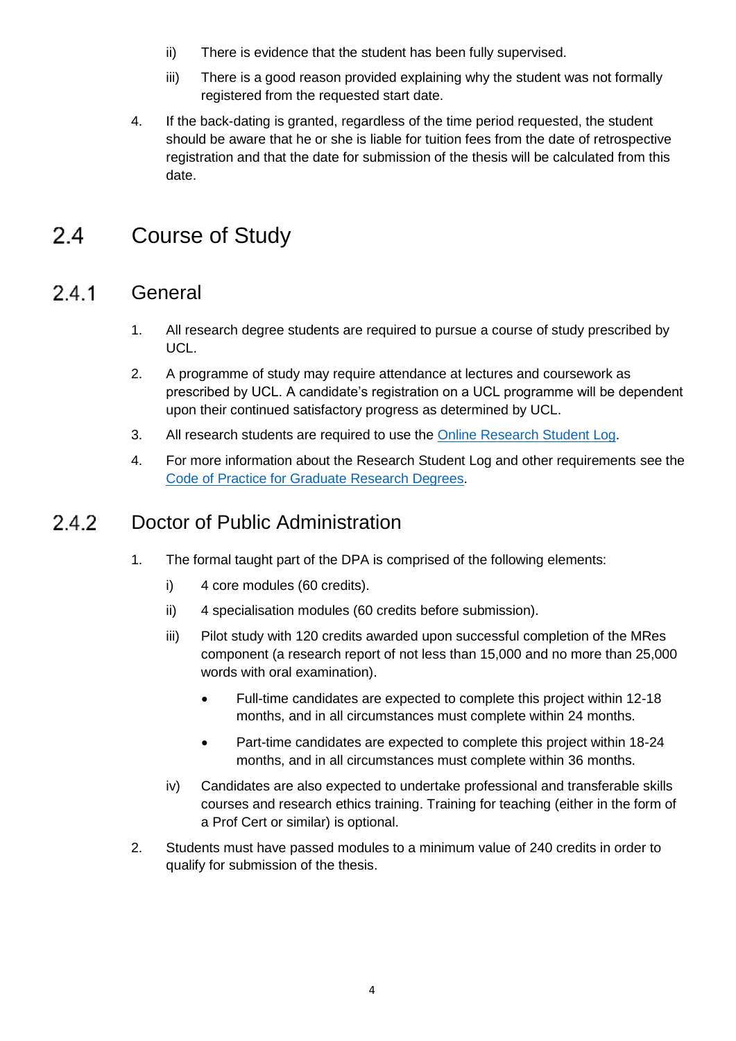ii) There is evidence that the student has been fully supervised.

   iii) There is a good reason provided explaining why the student was not formally registered from the requested start date.

4. If the back-dating is granted, regardless of the time period requested, the student should be aware that he or she is liable for tuition fees from the date of retrospective registration and that the date for submission of the thesis will be calculated from this date.

## 2.4 Course of Study

### 2.4.1 General

1. All research degree students are required to pursue a course of study prescribed by UCL.
2. A programme of study may require attendance at lectures and coursework as prescribed by UCL. A candidate's registration on a UCL programme will be dependent upon their continued satisfactory progress as determined by UCL.
3. All research students are required to use the [Online Research Student Log](#).
4. For more information about the Research Student Log and other requirements see the [Code of Practice for Graduate Research Degrees](#).

### 2.4.2 Doctor of Public Administration

1. The formal taught part of the DPA is comprised of the following elements:

   i) 4 core modules (60 credits).

   ii) 4 specialisation modules (60 credits before submission).

   iii) Pilot study with 120 credits awarded upon successful completion of the MRes component (a research report of not less than 15,000 and no more than 25,000 words with oral examination).

   - Full-time candidates are expected to complete this project within 12-18 months, and in all circumstances must complete within 24 months.
   - Part-time candidates are expected to complete this project within 18-24 months, and in all circumstances must complete within 36 months.

   iv) Candidates are also expected to undertake professional and transferable skills courses and research ethics training. Training for teaching (either in the form of a Prof Cert or similar) is optional.

2. Students must have passed modules to a minimum value of 240 credits in order to qualify for submission of the thesis.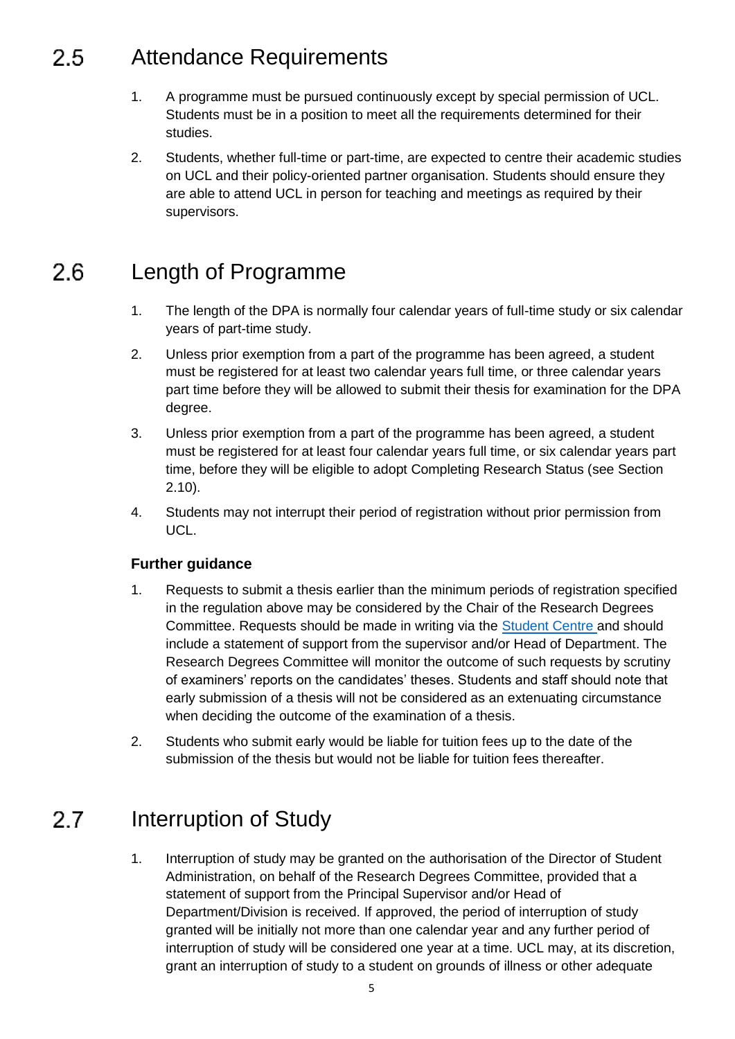## 2.5 Attendance Requirements

1. A programme must be pursued continuously except by special permission of UCL. Students must be in a position to meet all the requirements determined for their studies.
2. Students, whether full-time or part-time, are expected to centre their academic studies on UCL and their policy-oriented partner organisation. Students should ensure they are able to attend UCL in person for teaching and meetings as required by their supervisors.

## 2.6 Length of Programme

1. The length of the DPA is normally four calendar years of full-time study or six calendar years of part-time study.
2. Unless prior exemption from a part of the programme has been agreed, a student must be registered for at least two calendar years full time, or three calendar years part time before they will be allowed to submit their thesis for examination for the DPA degree.
3. Unless prior exemption from a part of the programme has been agreed, a student must be registered for at least four calendar years full time, or six calendar years part time, before they will be eligible to adopt Completing Research Status (see Section 2.10).
4. Students may not interrupt their period of registration without prior permission from UCL.

**Further guidance**

1. Requests to submit a thesis earlier than the minimum periods of registration specified in the regulation above may be considered by the Chair of the Research Degrees Committee. Requests should be made in writing via the Student Centre and should include a statement of support from the supervisor and/or Head of Department. The Research Degrees Committee will monitor the outcome of such requests by scrutiny of examiners' reports on the candidates' theses. Students and staff should note that early submission of a thesis will not be considered as an extenuating circumstance when deciding the outcome of the examination of a thesis.
2. Students who submit early would be liable for tuition fees up to the date of the submission of the thesis but would not be liable for tuition fees thereafter.

## 2.7 Interruption of Study

1. Interruption of study may be granted on the authorisation of the Director of Student Administration, on behalf of the Research Degrees Committee, provided that a statement of support from the Principal Supervisor and/or Head of Department/Division is received. If approved, the period of interruption of study granted will be initially not more than one calendar year and any further period of interruption of study will be considered one year at a time. UCL may, at its discretion, grant an interruption of study to a student on grounds of illness or other adequate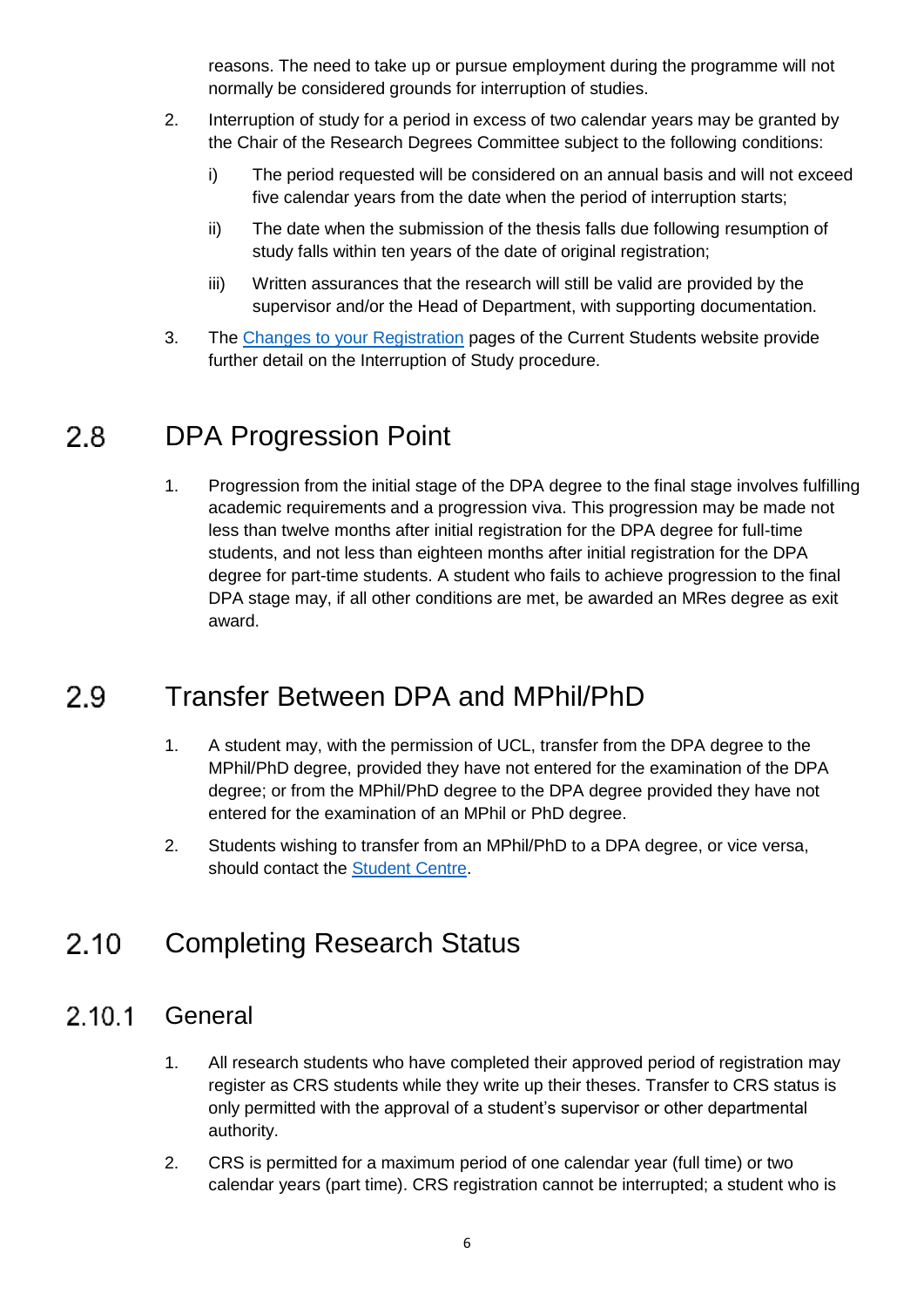reasons. The need to take up or pursue employment during the programme will not normally be considered grounds for interruption of studies.

2. Interruption of study for a period in excess of two calendar years may be granted by the Chair of the Research Degrees Committee subject to the following conditions:

   i) The period requested will be considered on an annual basis and will not exceed five calendar years from the date when the period of interruption starts;

   ii) The date when the submission of the thesis falls due following resumption of study falls within ten years of the date of original registration;

   iii) Written assurances that the research will still be valid are provided by the supervisor and/or the Head of Department, with supporting documentation.

3. The [Changes to your Registration] pages of the Current Students website provide further detail on the Interruption of Study procedure.

## 2.8 DPA Progression Point

1. Progression from the initial stage of the DPA degree to the final stage involves fulfilling academic requirements and a progression viva. This progression may be made not less than twelve months after initial registration for the DPA degree for full-time students, and not less than eighteen months after initial registration for the DPA degree for part-time students. A student who fails to achieve progression to the final DPA stage may, if all other conditions are met, be awarded an MRes degree as exit award.

## 2.9 Transfer Between DPA and MPhil/PhD

1. A student may, with the permission of UCL, transfer from the DPA degree to the MPhil/PhD degree, provided they have not entered for the examination of the DPA degree; or from the MPhil/PhD degree to the DPA degree provided they have not entered for the examination of an MPhil or PhD degree.

2. Students wishing to transfer from an MPhil/PhD to a DPA degree, or vice versa, should contact the [Student Centre].

## 2.10 Completing Research Status

### 2.10.1 General

1. All research students who have completed their approved period of registration may register as CRS students while they write up their theses. Transfer to CRS status is only permitted with the approval of a student's supervisor or other departmental authority.

2. CRS is permitted for a maximum period of one calendar year (full time) or two calendar years (part time). CRS registration cannot be interrupted; a student who is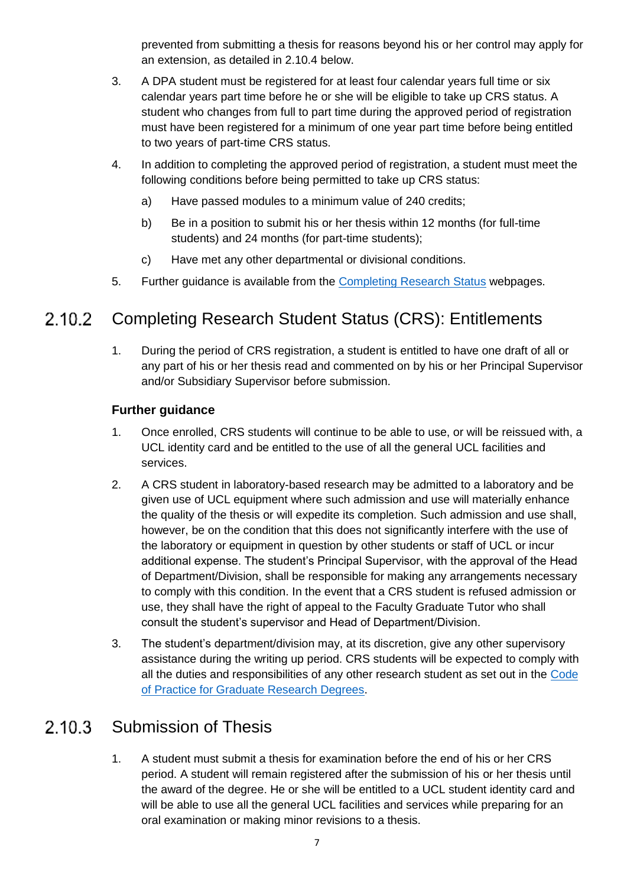prevented from submitting a thesis for reasons beyond his or her control may apply for an extension, as detailed in 2.10.4 below.

3. A DPA student must be registered for at least four calendar years full time or six calendar years part time before he or she will be eligible to take up CRS status. A student who changes from full to part time during the approved period of registration must have been registered for a minimum of one year part time before being entitled to two years of part-time CRS status.

4. In addition to completing the approved period of registration, a student must meet the following conditions before being permitted to take up CRS status:

    a) Have passed modules to a minimum value of 240 credits;

    b) Be in a position to submit his or her thesis within 12 months (for full-time students) and 24 months (for part-time students);

    c) Have met any other departmental or divisional conditions.

5. Further guidance is available from the Completing Research Status webpages.

## 2.10.2 Completing Research Student Status (CRS): Entitlements

1. During the period of CRS registration, a student is entitled to have one draft of all or any part of his or her thesis read and commented on by his or her Principal Supervisor and/or Subsidiary Supervisor before submission.

### Further guidance

1. Once enrolled, CRS students will continue to be able to use, or will be reissued with, a UCL identity card and be entitled to the use of all the general UCL facilities and services.

2. A CRS student in laboratory-based research may be admitted to a laboratory and be given use of UCL equipment where such admission and use will materially enhance the quality of the thesis or will expedite its completion. Such admission and use shall, however, be on the condition that this does not significantly interfere with the use of the laboratory or equipment in question by other students or staff of UCL or incur additional expense. The student's Principal Supervisor, with the approval of the Head of Department/Division, shall be responsible for making any arrangements necessary to comply with this condition. In the event that a CRS student is refused admission or use, they shall have the right of appeal to the Faculty Graduate Tutor who shall consult the student's supervisor and Head of Department/Division.

3. The student's department/division may, at its discretion, give any other supervisory assistance during the writing up period. CRS students will be expected to comply with all the duties and responsibilities of any other research student as set out in the Code of Practice for Graduate Research Degrees.

## 2.10.3 Submission of Thesis

1. A student must submit a thesis for examination before the end of his or her CRS period. A student will remain registered after the submission of his or her thesis until the award of the degree. He or she will be entitled to a UCL student identity card and will be able to use all the general UCL facilities and services while preparing for an oral examination or making minor revisions to a thesis.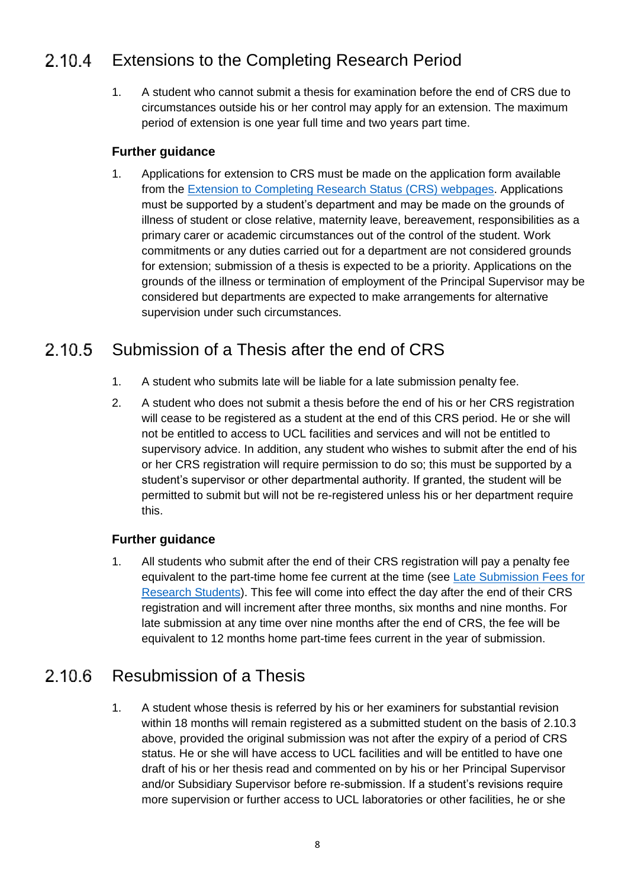## 2.10.4 Extensions to the Completing Research Period

1. A student who cannot submit a thesis for examination before the end of CRS due to circumstances outside his or her control may apply for an extension. The maximum period of extension is one year full time and two years part time.

**Further guidance**

1. Applications for extension to CRS must be made on the application form available from the Extension to Completing Research Status (CRS) webpages. Applications must be supported by a student's department and may be made on the grounds of illness of student or close relative, maternity leave, bereavement, responsibilities as a primary carer or academic circumstances out of the control of the student. Work commitments or any duties carried out for a department are not considered grounds for extension; submission of a thesis is expected to be a priority. Applications on the grounds of the illness or termination of employment of the Principal Supervisor may be considered but departments are expected to make arrangements for alternative supervision under such circumstances.

## 2.10.5 Submission of a Thesis after the end of CRS

1. A student who submits late will be liable for a late submission penalty fee.
2. A student who does not submit a thesis before the end of his or her CRS registration will cease to be registered as a student at the end of this CRS period. He or she will not be entitled to access to UCL facilities and services and will not be entitled to supervisory advice. In addition, any student who wishes to submit after the end of his or her CRS registration will require permission to do so; this must be supported by a student's supervisor or other departmental authority. If granted, the student will be permitted to submit but will not be re-registered unless his or her department require this.

**Further guidance**

1. All students who submit after the end of their CRS registration will pay a penalty fee equivalent to the part-time home fee current at the time (see Late Submission Fees for Research Students). This fee will come into effect the day after the end of their CRS registration and will increment after three months, six months and nine months. For late submission at any time over nine months after the end of CRS, the fee will be equivalent to 12 months home part-time fees current in the year of submission.

## 2.10.6 Resubmission of a Thesis

1. A student whose thesis is referred by his or her examiners for substantial revision within 18 months will remain registered as a submitted student on the basis of 2.10.3 above, provided the original submission was not after the expiry of a period of CRS status. He or she will have access to UCL facilities and will be entitled to have one draft of his or her thesis read and commented on by his or her Principal Supervisor and/or Subsidiary Supervisor before re-submission. If a student's revisions require more supervision or further access to UCL laboratories or other facilities, he or she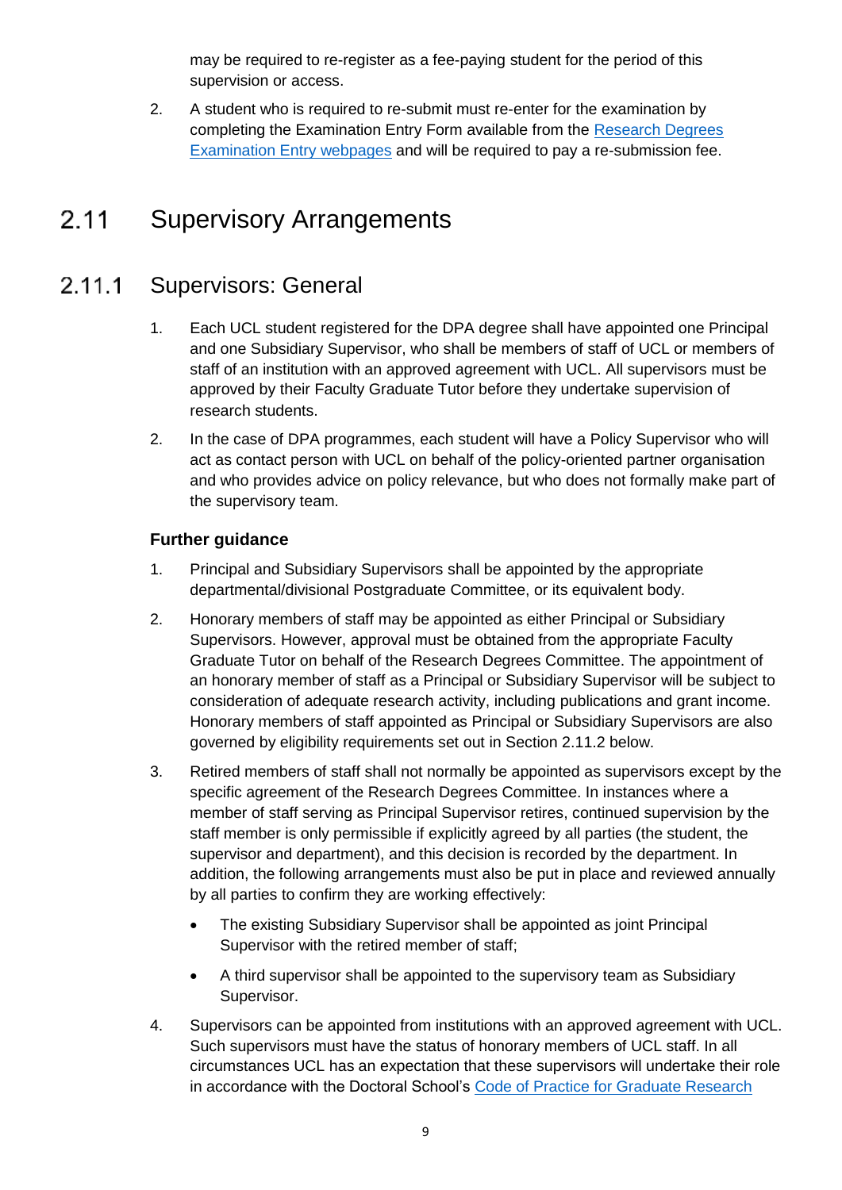may be required to re-register as a fee-paying student for the period of this supervision or access.

2. A student who is required to re-submit must re-enter for the examination by completing the Examination Entry Form available from the [Research Degrees Examination Entry webpages] and will be required to pay a re-submission fee.

## 2.11 Supervisory Arrangements

### 2.11.1 Supervisors: General

1. Each UCL student registered for the DPA degree shall have appointed one Principal and one Subsidiary Supervisor, who shall be members of staff of UCL or members of staff of an institution with an approved agreement with UCL. All supervisors must be approved by their Faculty Graduate Tutor before they undertake supervision of research students.

2. In the case of DPA programmes, each student will have a Policy Supervisor who will act as contact person with UCL on behalf of the policy-oriented partner organisation and who provides advice on policy relevance, but who does not formally make part of the supervisory team.

**Further guidance**

1. Principal and Subsidiary Supervisors shall be appointed by the appropriate departmental/divisional Postgraduate Committee, or its equivalent body.

2. Honorary members of staff may be appointed as either Principal or Subsidiary Supervisors. However, approval must be obtained from the appropriate Faculty Graduate Tutor on behalf of the Research Degrees Committee. The appointment of an honorary member of staff as a Principal or Subsidiary Supervisor will be subject to consideration of adequate research activity, including publications and grant income. Honorary members of staff appointed as Principal or Subsidiary Supervisors are also governed by eligibility requirements set out in Section 2.11.2 below.

3. Retired members of staff shall not normally be appointed as supervisors except by the specific agreement of the Research Degrees Committee. In instances where a member of staff serving as Principal Supervisor retires, continued supervision by the staff member is only permissible if explicitly agreed by all parties (the student, the supervisor and department), and this decision is recorded by the department. In addition, the following arrangements must also be put in place and reviewed annually by all parties to confirm they are working effectively:

   - The existing Subsidiary Supervisor shall be appointed as joint Principal Supervisor with the retired member of staff;
   - A third supervisor shall be appointed to the supervisory team as Subsidiary Supervisor.

4. Supervisors can be appointed from institutions with an approved agreement with UCL. Such supervisors must have the status of honorary members of UCL staff. In all circumstances UCL has an expectation that these supervisors will undertake their role in accordance with the Doctoral School's [Code of Practice for Graduate Research]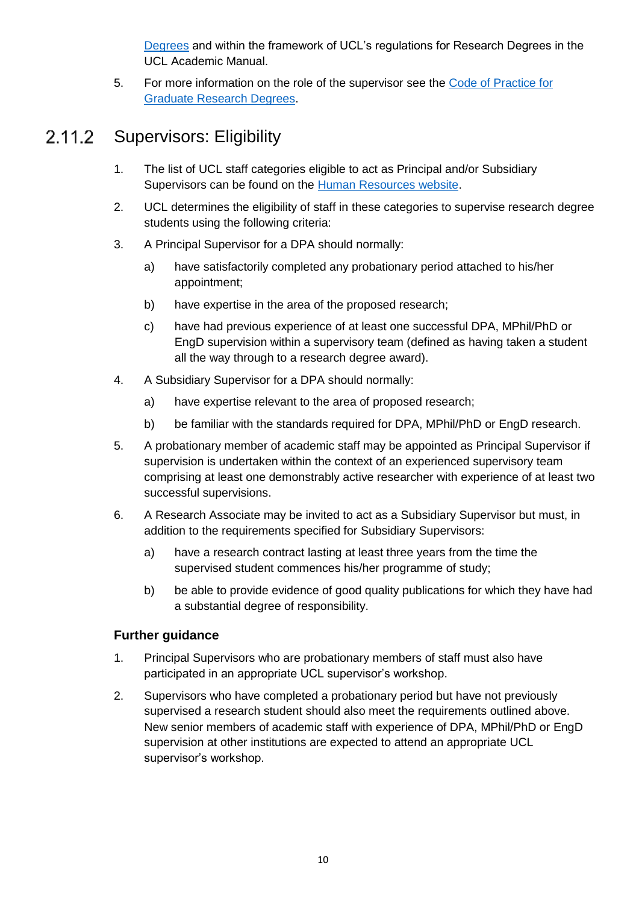Degrees and within the framework of UCL's regulations for Research Degrees in the UCL Academic Manual.

5. For more information on the role of the supervisor see the Code of Practice for Graduate Research Degrees.

## 2.11.2 Supervisors: Eligibility

1. The list of UCL staff categories eligible to act as Principal and/or Subsidiary Supervisors can be found on the Human Resources website.
2. UCL determines the eligibility of staff in these categories to supervise research degree students using the following criteria:
3. A Principal Supervisor for a DPA should normally:
   - a) have satisfactorily completed any probationary period attached to his/her appointment;
   - b) have expertise in the area of the proposed research;
   - c) have had previous experience of at least one successful DPA, MPhil/PhD or EngD supervision within a supervisory team (defined as having taken a student all the way through to a research degree award).
4. A Subsidiary Supervisor for a DPA should normally:
   - a) have expertise relevant to the area of proposed research;
   - b) be familiar with the standards required for DPA, MPhil/PhD or EngD research.
5. A probationary member of academic staff may be appointed as Principal Supervisor if supervision is undertaken within the context of an experienced supervisory team comprising at least one demonstrably active researcher with experience of at least two successful supervisions.
6. A Research Associate may be invited to act as a Subsidiary Supervisor but must, in addition to the requirements specified for Subsidiary Supervisors:
   - a) have a research contract lasting at least three years from the time the supervised student commences his/her programme of study;
   - b) be able to provide evidence of good quality publications for which they have had a substantial degree of responsibility.

### Further guidance

1. Principal Supervisors who are probationary members of staff must also have participated in an appropriate UCL supervisor's workshop.
2. Supervisors who have completed a probationary period but have not previously supervised a research student should also meet the requirements outlined above. New senior members of academic staff with experience of DPA, MPhil/PhD or EngD supervision at other institutions are expected to attend an appropriate UCL supervisor's workshop.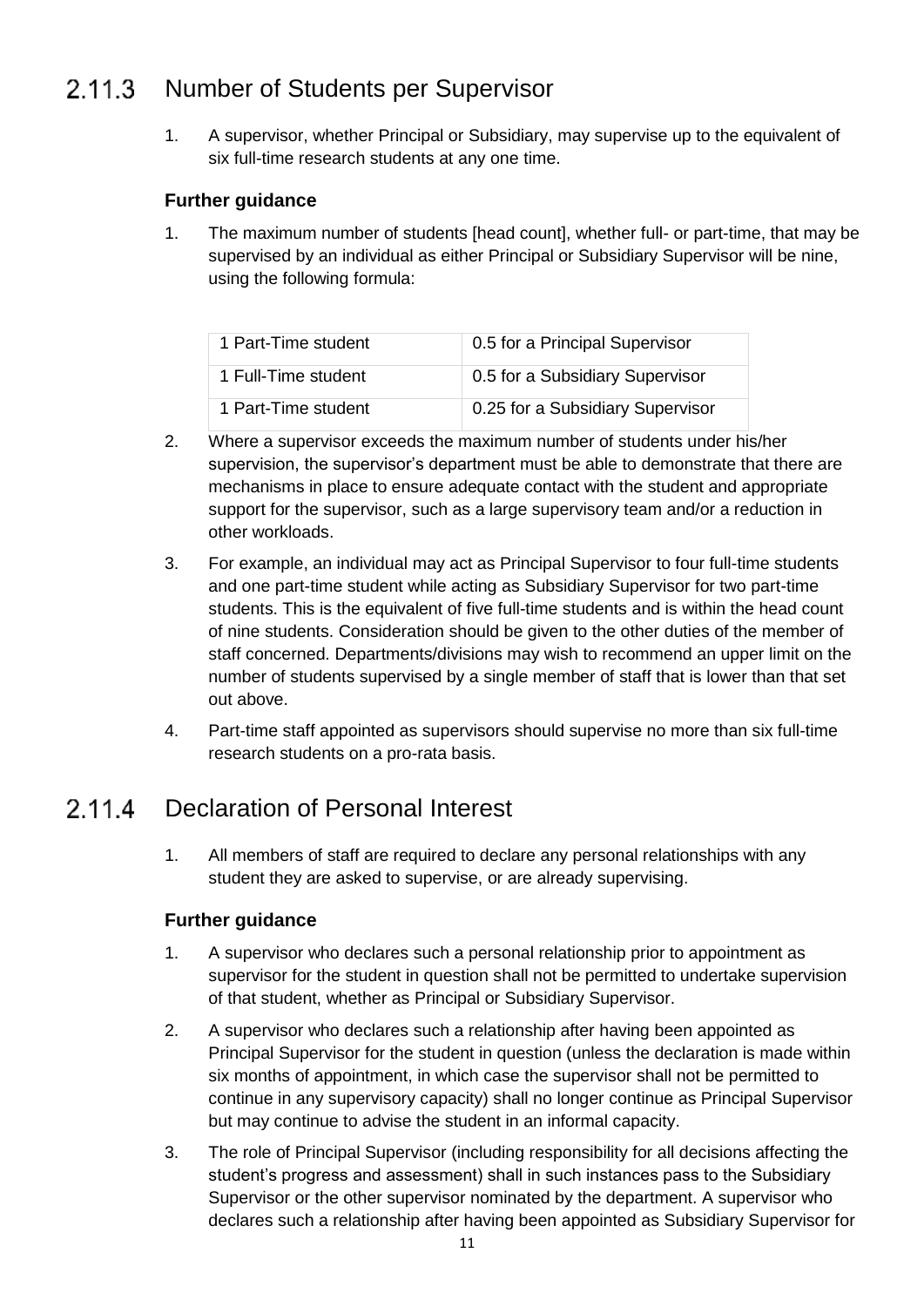## 2.11.3 Number of Students per Supervisor

1. A supervisor, whether Principal or Subsidiary, may supervise up to the equivalent of six full-time research students at any one time.

### Further guidance

1. The maximum number of students [head count], whether full- or part-time, that may be supervised by an individual as either Principal or Subsidiary Supervisor will be nine, using the following formula:

| | |
|---|---|
| 1 Part-Time student | 0.5 for a Principal Supervisor |
| 1 Full-Time student | 0.5 for a Subsidiary Supervisor |
| 1 Part-Time student | 0.25 for a Subsidiary Supervisor |

2. Where a supervisor exceeds the maximum number of students under his/her supervision, the supervisor's department must be able to demonstrate that there are mechanisms in place to ensure adequate contact with the student and appropriate support for the supervisor, such as a large supervisory team and/or a reduction in other workloads.
3. For example, an individual may act as Principal Supervisor to four full-time students and one part-time student while acting as Subsidiary Supervisor for two part-time students. This is the equivalent of five full-time students and is within the head count of nine students. Consideration should be given to the other duties of the member of staff concerned. Departments/divisions may wish to recommend an upper limit on the number of students supervised by a single member of staff that is lower than that set out above.
4. Part-time staff appointed as supervisors should supervise no more than six full-time research students on a pro-rata basis.

## 2.11.4 Declaration of Personal Interest

1. All members of staff are required to declare any personal relationships with any student they are asked to supervise, or are already supervising.

### Further guidance

1. A supervisor who declares such a personal relationship prior to appointment as supervisor for the student in question shall not be permitted to undertake supervision of that student, whether as Principal or Subsidiary Supervisor.
2. A supervisor who declares such a relationship after having been appointed as Principal Supervisor for the student in question (unless the declaration is made within six months of appointment, in which case the supervisor shall not be permitted to continue in any supervisory capacity) shall no longer continue as Principal Supervisor but may continue to advise the student in an informal capacity.
3. The role of Principal Supervisor (including responsibility for all decisions affecting the student's progress and assessment) shall in such instances pass to the Subsidiary Supervisor or the other supervisor nominated by the department. A supervisor who declares such a relationship after having been appointed as Subsidiary Supervisor for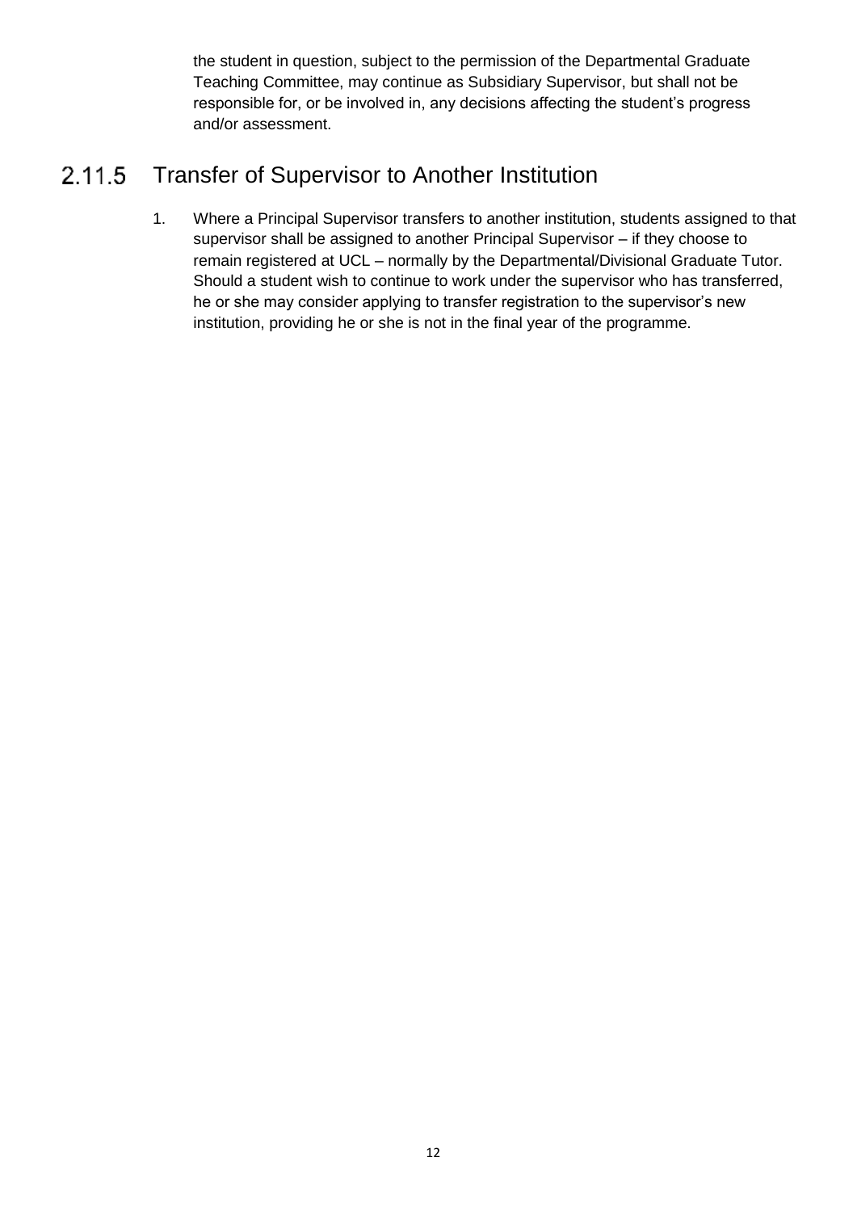the student in question, subject to the permission of the Departmental Graduate Teaching Committee, may continue as Subsidiary Supervisor, but shall not be responsible for, or be involved in, any decisions affecting the student's progress and/or assessment.

### 2.11.5 Transfer of Supervisor to Another Institution

1. Where a Principal Supervisor transfers to another institution, students assigned to that supervisor shall be assigned to another Principal Supervisor – if they choose to remain registered at UCL – normally by the Departmental/Divisional Graduate Tutor. Should a student wish to continue to work under the supervisor who has transferred, he or she may consider applying to transfer registration to the supervisor's new institution, providing he or she is not in the final year of the programme.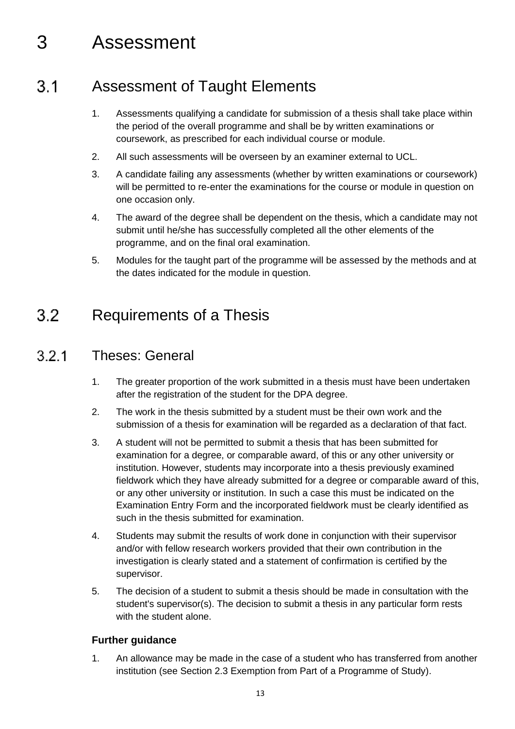# 3 Assessment

## 3.1 Assessment of Taught Elements

1. Assessments qualifying a candidate for submission of a thesis shall take place within the period of the overall programme and shall be by written examinations or coursework, as prescribed for each individual course or module.
2. All such assessments will be overseen by an examiner external to UCL.
3. A candidate failing any assessments (whether by written examinations or coursework) will be permitted to re-enter the examinations for the course or module in question on one occasion only.
4. The award of the degree shall be dependent on the thesis, which a candidate may not submit until he/she has successfully completed all the other elements of the programme, and on the final oral examination.
5. Modules for the taught part of the programme will be assessed by the methods and at the dates indicated for the module in question.

## 3.2 Requirements of a Thesis

### 3.2.1 Theses: General

1. The greater proportion of the work submitted in a thesis must have been undertaken after the registration of the student for the DPA degree.
2. The work in the thesis submitted by a student must be their own work and the submission of a thesis for examination will be regarded as a declaration of that fact.
3. A student will not be permitted to submit a thesis that has been submitted for examination for a degree, or comparable award, of this or any other university or institution. However, students may incorporate into a thesis previously examined fieldwork which they have already submitted for a degree or comparable award of this, or any other university or institution. In such a case this must be indicated on the Examination Entry Form and the incorporated fieldwork must be clearly identified as such in the thesis submitted for examination.
4. Students may submit the results of work done in conjunction with their supervisor and/or with fellow research workers provided that their own contribution in the investigation is clearly stated and a statement of confirmation is certified by the supervisor.
5. The decision of a student to submit a thesis should be made in consultation with the student's supervisor(s). The decision to submit a thesis in any particular form rests with the student alone.

**Further guidance**

1. An allowance may be made in the case of a student who has transferred from another institution (see Section 2.3 Exemption from Part of a Programme of Study).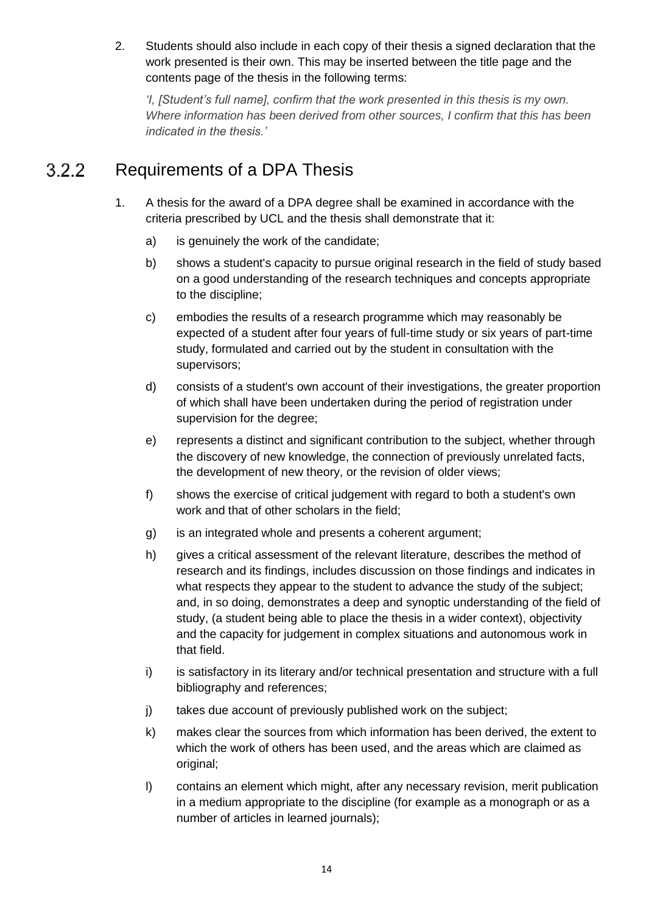2. Students should also include in each copy of their thesis a signed declaration that the work presented is their own. This may be inserted between the title page and the contents page of the thesis in the following terms:

   *'I, [Student's full name], confirm that the work presented in this thesis is my own. Where information has been derived from other sources, I confirm that this has been indicated in the thesis.'*

### 3.2.2 Requirements of a DPA Thesis

1. A thesis for the award of a DPA degree shall be examined in accordance with the criteria prescribed by UCL and the thesis shall demonstrate that it:

   a) is genuinely the work of the candidate;

   b) shows a student's capacity to pursue original research in the field of study based on a good understanding of the research techniques and concepts appropriate to the discipline;

   c) embodies the results of a research programme which may reasonably be expected of a student after four years of full-time study or six years of part-time study, formulated and carried out by the student in consultation with the supervisors;

   d) consists of a student's own account of their investigations, the greater proportion of which shall have been undertaken during the period of registration under supervision for the degree;

   e) represents a distinct and significant contribution to the subject, whether through the discovery of new knowledge, the connection of previously unrelated facts, the development of new theory, or the revision of older views;

   f) shows the exercise of critical judgement with regard to both a student's own work and that of other scholars in the field;

   g) is an integrated whole and presents a coherent argument;

   h) gives a critical assessment of the relevant literature, describes the method of research and its findings, includes discussion on those findings and indicates in what respects they appear to the student to advance the study of the subject; and, in so doing, demonstrates a deep and synoptic understanding of the field of study, (a student being able to place the thesis in a wider context), objectivity and the capacity for judgement in complex situations and autonomous work in that field.

   i) is satisfactory in its literary and/or technical presentation and structure with a full bibliography and references;

   j) takes due account of previously published work on the subject;

   k) makes clear the sources from which information has been derived, the extent to which the work of others has been used, and the areas which are claimed as original;

   l) contains an element which might, after any necessary revision, merit publication in a medium appropriate to the discipline (for example as a monograph or as a number of articles in learned journals);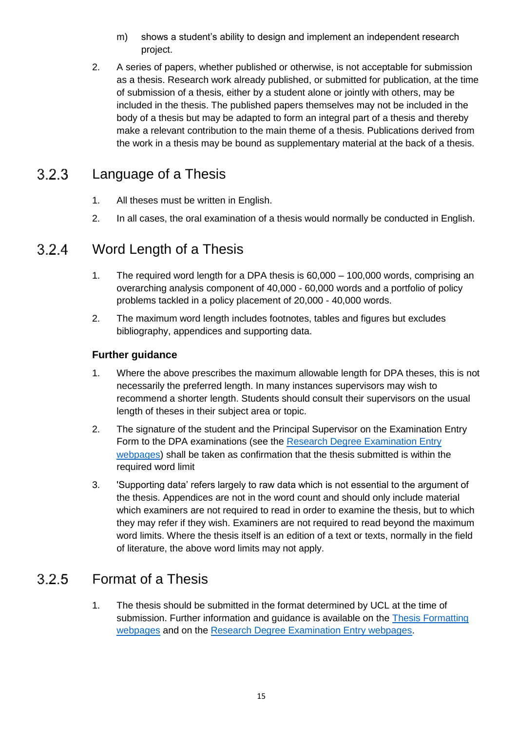m) shows a student's ability to design and implement an independent research project.

2. A series of papers, whether published or otherwise, is not acceptable for submission as a thesis. Research work already published, or submitted for publication, at the time of submission of a thesis, either by a student alone or jointly with others, may be included in the thesis. The published papers themselves may not be included in the body of a thesis but may be adapted to form an integral part of a thesis and thereby make a relevant contribution to the main theme of a thesis. Publications derived from the work in a thesis may be bound as supplementary material at the back of a thesis.

### 3.2.3 Language of a Thesis

1. All theses must be written in English.
2. In all cases, the oral examination of a thesis would normally be conducted in English.

### 3.2.4 Word Length of a Thesis

1. The required word length for a DPA thesis is 60,000 – 100,000 words, comprising an overarching analysis component of 40,000 - 60,000 words and a portfolio of policy problems tackled in a policy placement of 20,000 - 40,000 words.
2. The maximum word length includes footnotes, tables and figures but excludes bibliography, appendices and supporting data.

**Further guidance**

1. Where the above prescribes the maximum allowable length for DPA theses, this is not necessarily the preferred length. In many instances supervisors may wish to recommend a shorter length. Students should consult their supervisors on the usual length of theses in their subject area or topic.
2. The signature of the student and the Principal Supervisor on the Examination Entry Form to the DPA examinations (see the [Research Degree Examination Entry webpages]) shall be taken as confirmation that the thesis submitted is within the required word limit
3. 'Supporting data' refers largely to raw data which is not essential to the argument of the thesis. Appendices are not in the word count and should only include material which examiners are not required to read in order to examine the thesis, but to which they may refer if they wish. Examiners are not required to read beyond the maximum word limits. Where the thesis itself is an edition of a text or texts, normally in the field of literature, the above word limits may not apply.

### 3.2.5 Format of a Thesis

1. The thesis should be submitted in the format determined by UCL at the time of submission. Further information and guidance is available on the [Thesis Formatting webpages] and on the [Research Degree Examination Entry webpages].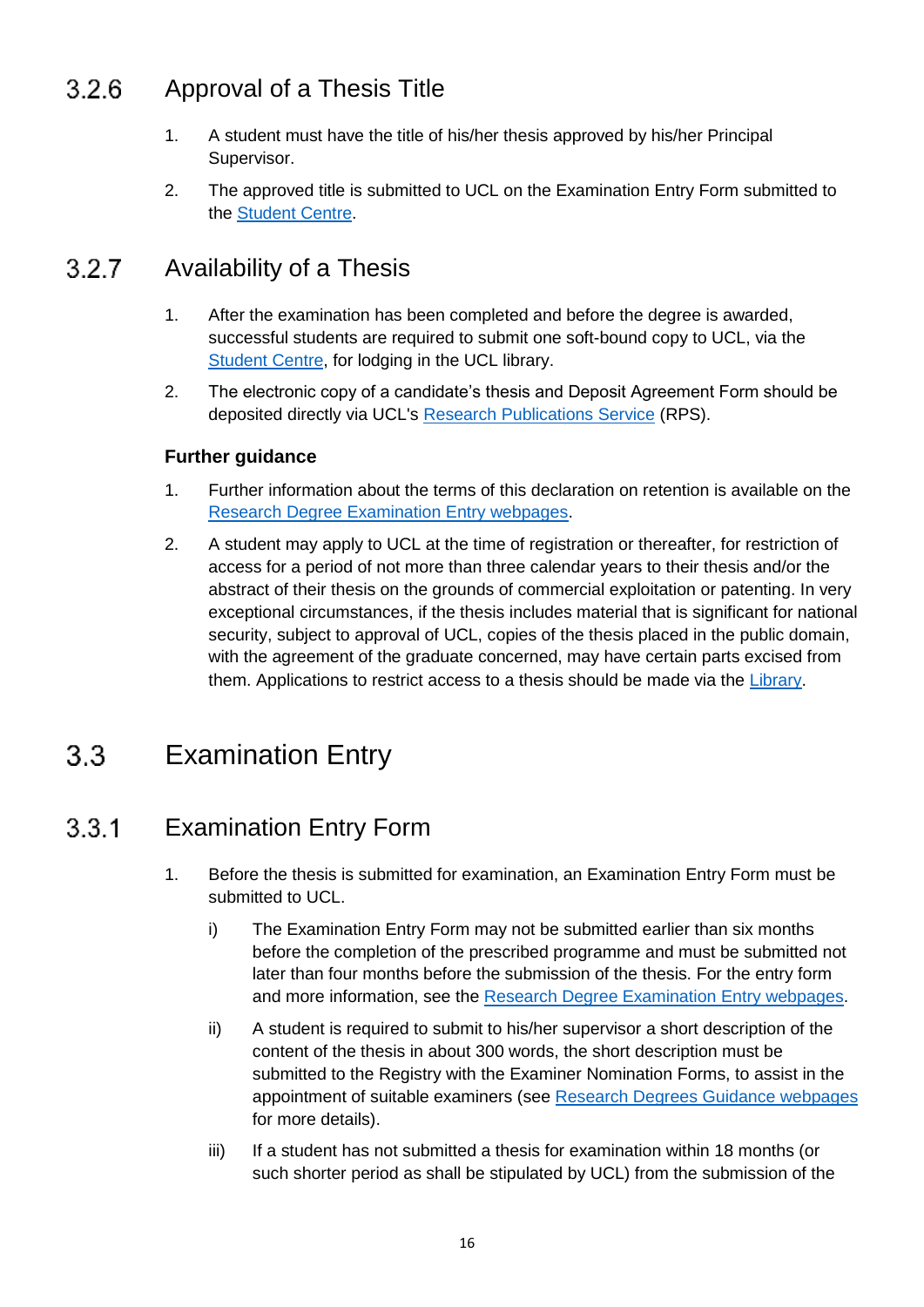### 3.2.6 Approval of a Thesis Title

1. A student must have the title of his/her thesis approved by his/her Principal Supervisor.
2. The approved title is submitted to UCL on the Examination Entry Form submitted to the Student Centre.

### 3.2.7 Availability of a Thesis

1. After the examination has been completed and before the degree is awarded, successful students are required to submit one soft-bound copy to UCL, via the Student Centre, for lodging in the UCL library.
2. The electronic copy of a candidate's thesis and Deposit Agreement Form should be deposited directly via UCL's Research Publications Service (RPS).

**Further guidance**

1. Further information about the terms of this declaration on retention is available on the Research Degree Examination Entry webpages.
2. A student may apply to UCL at the time of registration or thereafter, for restriction of access for a period of not more than three calendar years to their thesis and/or the abstract of their thesis on the grounds of commercial exploitation or patenting. In very exceptional circumstances, if the thesis includes material that is significant for national security, subject to approval of UCL, copies of the thesis placed in the public domain, with the agreement of the graduate concerned, may have certain parts excised from them. Applications to restrict access to a thesis should be made via the Library.

## 3.3 Examination Entry

### 3.3.1 Examination Entry Form

1. Before the thesis is submitted for examination, an Examination Entry Form must be submitted to UCL.
   i) The Examination Entry Form may not be submitted earlier than six months before the completion of the prescribed programme and must be submitted not later than four months before the submission of the thesis. For the entry form and more information, see the Research Degree Examination Entry webpages.
   ii) A student is required to submit to his/her supervisor a short description of the content of the thesis in about 300 words, the short description must be submitted to the Registry with the Examiner Nomination Forms, to assist in the appointment of suitable examiners (see Research Degrees Guidance webpages for more details).
   iii) If a student has not submitted a thesis for examination within 18 months (or such shorter period as shall be stipulated by UCL) from the submission of the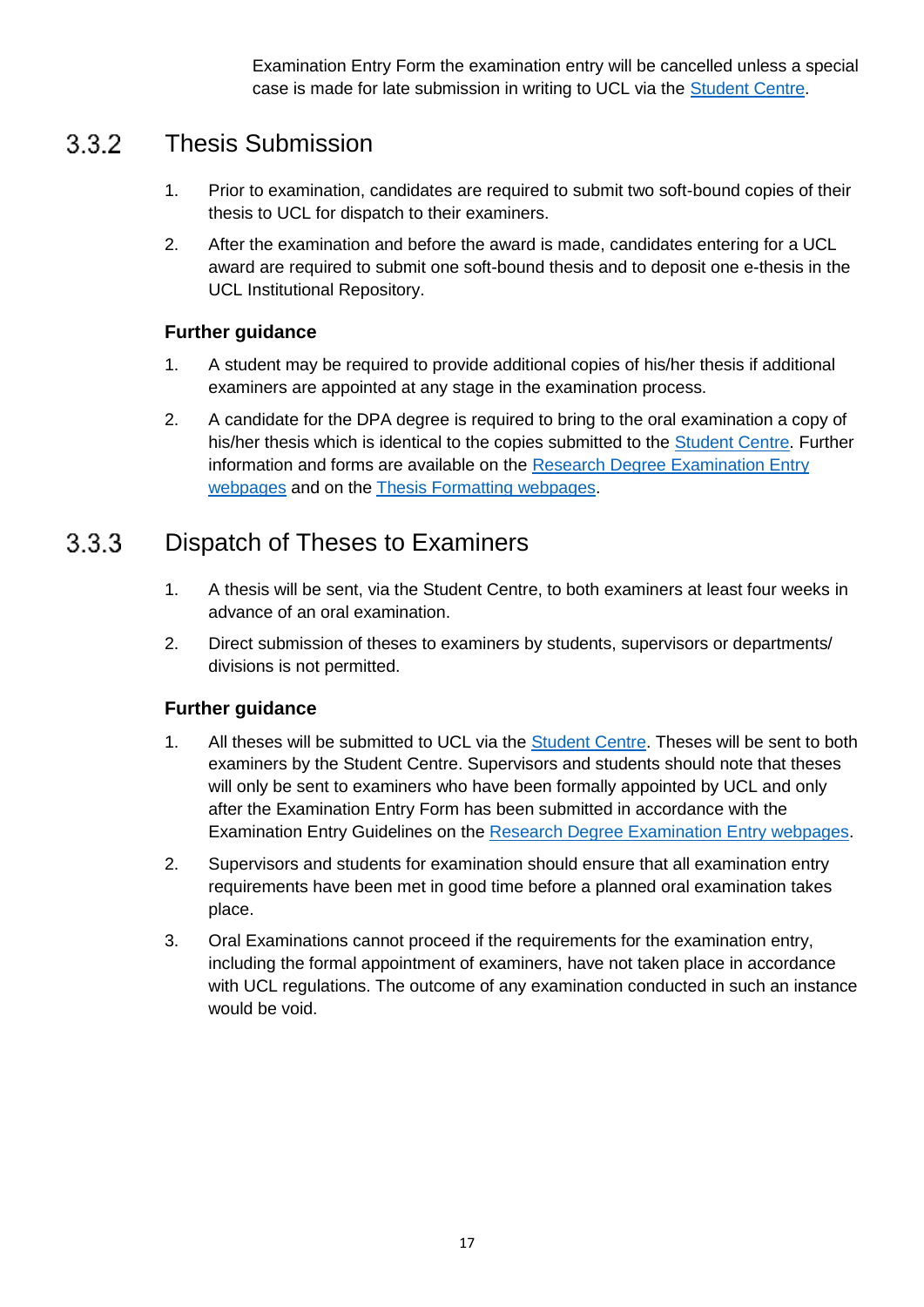Examination Entry Form the examination entry will be cancelled unless a special case is made for late submission in writing to UCL via the [Student Centre](#).

### 3.3.2 Thesis Submission

1. Prior to examination, candidates are required to submit two soft-bound copies of their thesis to UCL for dispatch to their examiners.
2. After the examination and before the award is made, candidates entering for a UCL award are required to submit one soft-bound thesis and to deposit one e-thesis in the UCL Institutional Repository.

**Further guidance**

1. A student may be required to provide additional copies of his/her thesis if additional examiners are appointed at any stage in the examination process.
2. A candidate for the DPA degree is required to bring to the oral examination a copy of his/her thesis which is identical to the copies submitted to the [Student Centre](#). Further information and forms are available on the [Research Degree Examination Entry webpages](#) and on the [Thesis Formatting webpages](#).

### 3.3.3 Dispatch of Theses to Examiners

1. A thesis will be sent, via the Student Centre, to both examiners at least four weeks in advance of an oral examination.
2. Direct submission of theses to examiners by students, supervisors or departments/ divisions is not permitted.

**Further guidance**

1. All theses will be submitted to UCL via the [Student Centre](#). Theses will be sent to both examiners by the Student Centre. Supervisors and students should note that theses will only be sent to examiners who have been formally appointed by UCL and only after the Examination Entry Form has been submitted in accordance with the Examination Entry Guidelines on the [Research Degree Examination Entry webpages](#).
2. Supervisors and students for examination should ensure that all examination entry requirements have been met in good time before a planned oral examination takes place.
3. Oral Examinations cannot proceed if the requirements for the examination entry, including the formal appointment of examiners, have not taken place in accordance with UCL regulations. The outcome of any examination conducted in such an instance would be void.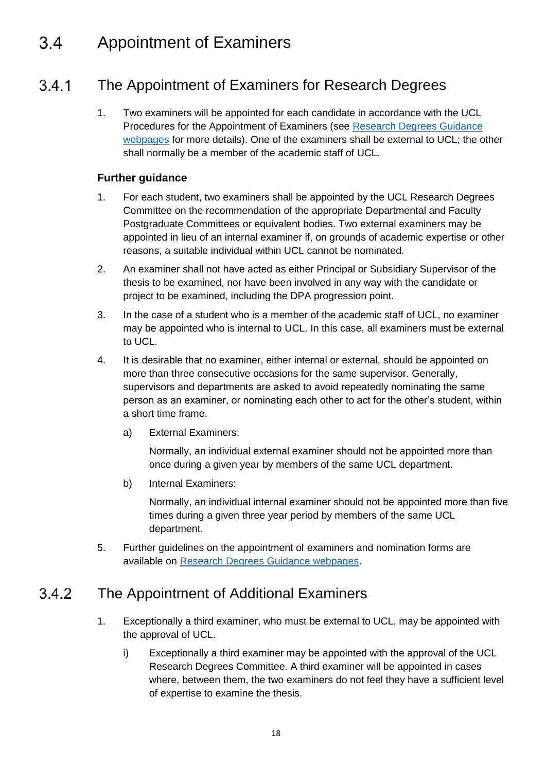# 3.4 Appointment of Examiners

## 3.4.1 The Appointment of Examiners for Research Degrees

1. Two examiners will be appointed for each candidate in accordance with the UCL Procedures for the Appointment of Examiners (see Research Degrees Guidance webpages for more details). One of the examiners shall be external to UCL; the other shall normally be a member of the academic staff of UCL.

**Further guidance**

1. For each student, two examiners shall be appointed by the UCL Research Degrees Committee on the recommendation of the appropriate Departmental and Faculty Postgraduate Committees or equivalent bodies. Two external examiners may be appointed in lieu of an internal examiner if, on grounds of academic expertise or other reasons, a suitable individual within UCL cannot be nominated.
2. An examiner shall not have acted as either Principal or Subsidiary Supervisor of the thesis to be examined, nor have been involved in any way with the candidate or project to be examined, including the DPA progression point.
3. In the case of a student who is a member of the academic staff of UCL, no examiner may be appointed who is internal to UCL. In this case, all examiners must be external to UCL.
4. It is desirable that no examiner, either internal or external, should be appointed on more than three consecutive occasions for the same supervisor. Generally, supervisors and departments are asked to avoid repeatedly nominating the same person as an examiner, or nominating each other to act for the other's student, within a short time frame.
   a) External Examiners:

      Normally, an individual external examiner should not be appointed more than once during a given year by members of the same UCL department.

   b) Internal Examiners:

      Normally, an individual internal examiner should not be appointed more than five times during a given three year period by members of the same UCL department.
5. Further guidelines on the appointment of examiners and nomination forms are available on Research Degrees Guidance webpages.

## 3.4.2 The Appointment of Additional Examiners

1. Exceptionally a third examiner, who must be external to UCL, may be appointed with the approval of UCL.
   i) Exceptionally a third examiner may be appointed with the approval of the UCL Research Degrees Committee. A third examiner will be appointed in cases where, between them, the two examiners do not feel they have a sufficient level of expertise to examine the thesis.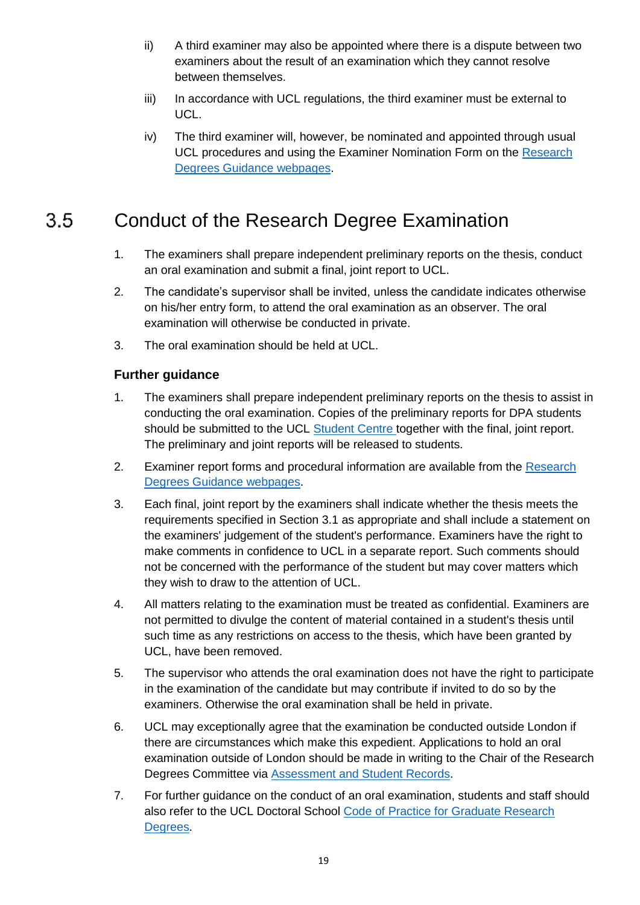ii) A third examiner may also be appointed where there is a dispute between two examiners about the result of an examination which they cannot resolve between themselves.

iii) In accordance with UCL regulations, the third examiner must be external to UCL.

iv) The third examiner will, however, be nominated and appointed through usual UCL procedures and using the Examiner Nomination Form on the Research Degrees Guidance webpages.

## 3.5 Conduct of the Research Degree Examination

1. The examiners shall prepare independent preliminary reports on the thesis, conduct an oral examination and submit a final, joint report to UCL.
2. The candidate's supervisor shall be invited, unless the candidate indicates otherwise on his/her entry form, to attend the oral examination as an observer. The oral examination will otherwise be conducted in private.
3. The oral examination should be held at UCL.

### Further guidance

1. The examiners shall prepare independent preliminary reports on the thesis to assist in conducting the oral examination. Copies of the preliminary reports for DPA students should be submitted to the UCL Student Centre together with the final, joint report. The preliminary and joint reports will be released to students.
2. Examiner report forms and procedural information are available from the Research Degrees Guidance webpages.
3. Each final, joint report by the examiners shall indicate whether the thesis meets the requirements specified in Section 3.1 as appropriate and shall include a statement on the examiners' judgement of the student's performance. Examiners have the right to make comments in confidence to UCL in a separate report. Such comments should not be concerned with the performance of the student but may cover matters which they wish to draw to the attention of UCL.
4. All matters relating to the examination must be treated as confidential. Examiners are not permitted to divulge the content of material contained in a student's thesis until such time as any restrictions on access to the thesis, which have been granted by UCL, have been removed.
5. The supervisor who attends the oral examination does not have the right to participate in the examination of the candidate but may contribute if invited to do so by the examiners. Otherwise the oral examination shall be held in private.
6. UCL may exceptionally agree that the examination be conducted outside London if there are circumstances which make this expedient. Applications to hold an oral examination outside of London should be made in writing to the Chair of the Research Degrees Committee via Assessment and Student Records.
7. For further guidance on the conduct of an oral examination, students and staff should also refer to the UCL Doctoral School Code of Practice for Graduate Research Degrees.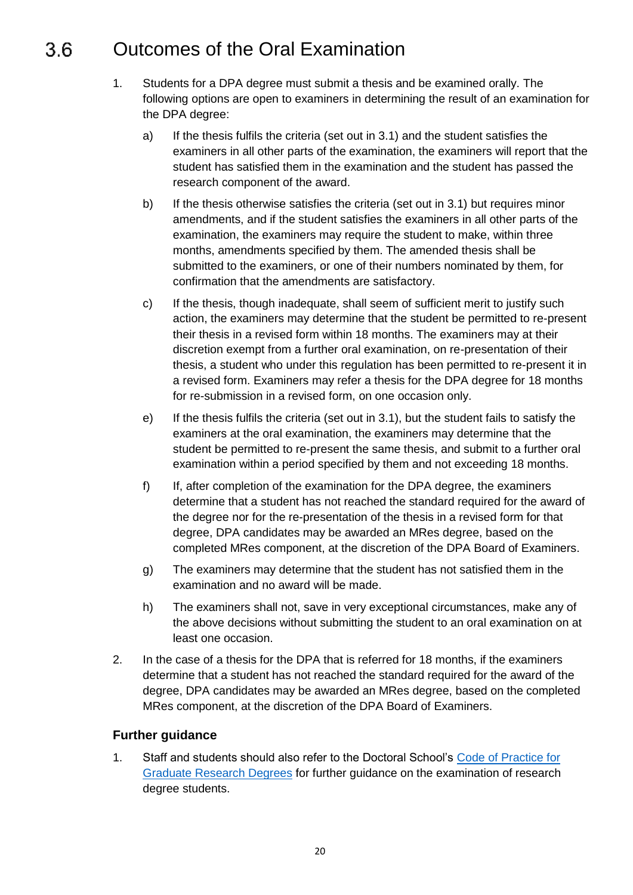## 3.6 Outcomes of the Oral Examination

1. Students for a DPA degree must submit a thesis and be examined orally. The following options are open to examiners in determining the result of an examination for the DPA degree:

   a) If the thesis fulfils the criteria (set out in 3.1) and the student satisfies the examiners in all other parts of the examination, the examiners will report that the student has satisfied them in the examination and the student has passed the research component of the award.

   b) If the thesis otherwise satisfies the criteria (set out in 3.1) but requires minor amendments, and if the student satisfies the examiners in all other parts of the examination, the examiners may require the student to make, within three months, amendments specified by them. The amended thesis shall be submitted to the examiners, or one of their numbers nominated by them, for confirmation that the amendments are satisfactory.

   c) If the thesis, though inadequate, shall seem of sufficient merit to justify such action, the examiners may determine that the student be permitted to re-present their thesis in a revised form within 18 months. The examiners may at their discretion exempt from a further oral examination, on re-presentation of their thesis, a student who under this regulation has been permitted to re-present it in a revised form. Examiners may refer a thesis for the DPA degree for 18 months for re-submission in a revised form, on one occasion only.

   e) If the thesis fulfils the criteria (set out in 3.1), but the student fails to satisfy the examiners at the oral examination, the examiners may determine that the student be permitted to re-present the same thesis, and submit to a further oral examination within a period specified by them and not exceeding 18 months.

   f) If, after completion of the examination for the DPA degree, the examiners determine that a student has not reached the standard required for the award of the degree nor for the re-presentation of the thesis in a revised form for that degree, DPA candidates may be awarded an MRes degree, based on the completed MRes component, at the discretion of the DPA Board of Examiners.

   g) The examiners may determine that the student has not satisfied them in the examination and no award will be made.

   h) The examiners shall not, save in very exceptional circumstances, make any of the above decisions without submitting the student to an oral examination on at least one occasion.

2. In the case of a thesis for the DPA that is referred for 18 months, if the examiners determine that a student has not reached the standard required for the award of the degree, DPA candidates may be awarded an MRes degree, based on the completed MRes component, at the discretion of the DPA Board of Examiners.

### Further guidance

1. Staff and students should also refer to the Doctoral School's Code of Practice for Graduate Research Degrees for further guidance on the examination of research degree students.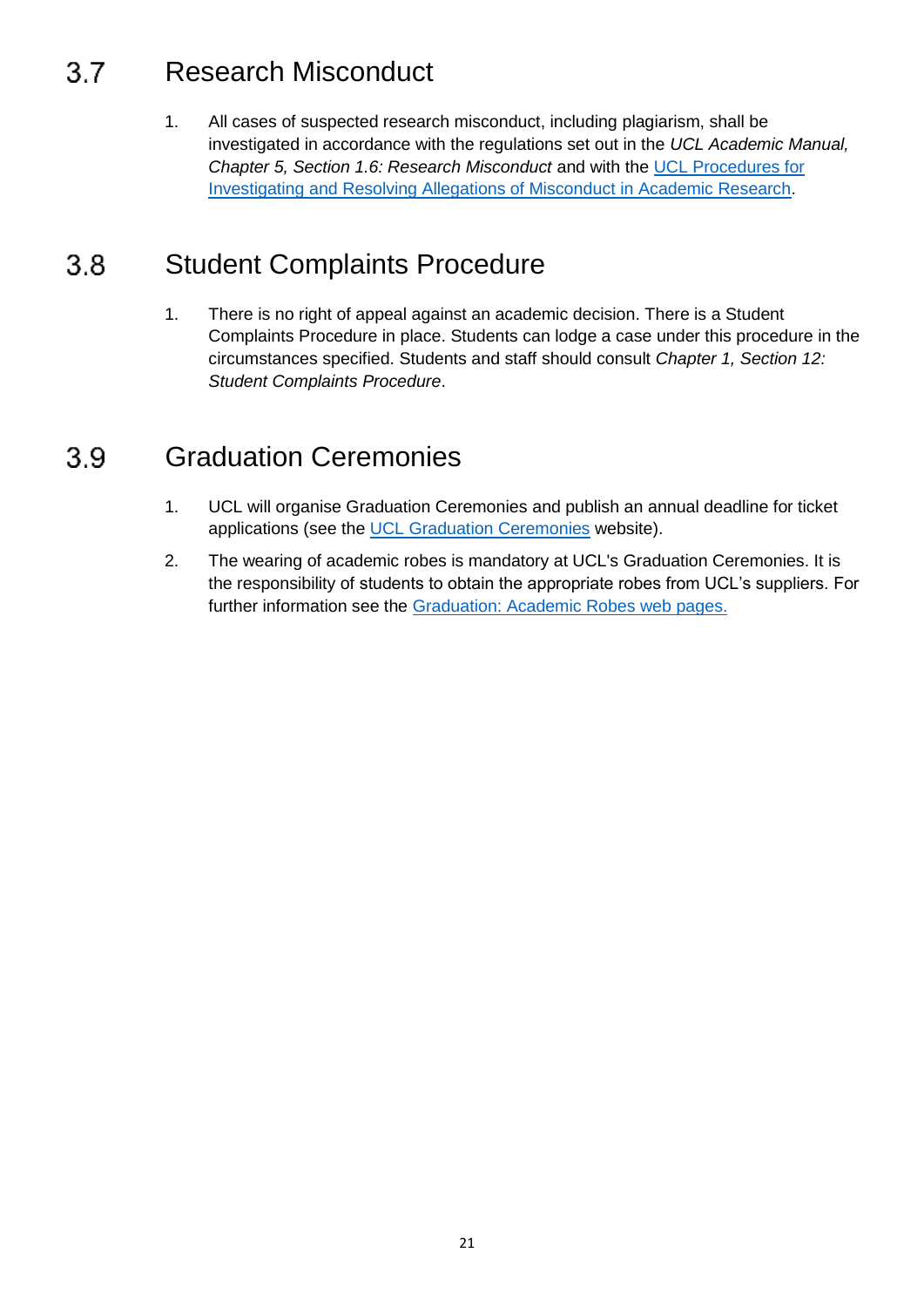## 3.7 Research Misconduct

1. All cases of suspected research misconduct, including plagiarism, shall be investigated in accordance with the regulations set out in the *UCL Academic Manual, Chapter 5, Section 1.6: Research Misconduct* and with the [UCL Procedures for Investigating and Resolving Allegations of Misconduct in Academic Research]().

## 3.8 Student Complaints Procedure

1. There is no right of appeal against an academic decision. There is a Student Complaints Procedure in place. Students can lodge a case under this procedure in the circumstances specified. Students and staff should consult *Chapter 1, Section 12: Student Complaints Procedure*.

## 3.9 Graduation Ceremonies

1. UCL will organise Graduation Ceremonies and publish an annual deadline for ticket applications (see the [UCL Graduation Ceremonies]() website).
2. The wearing of academic robes is mandatory at UCL's Graduation Ceremonies. It is the responsibility of students to obtain the appropriate robes from UCL's suppliers. For further information see the [Graduation: Academic Robes web pages.]()